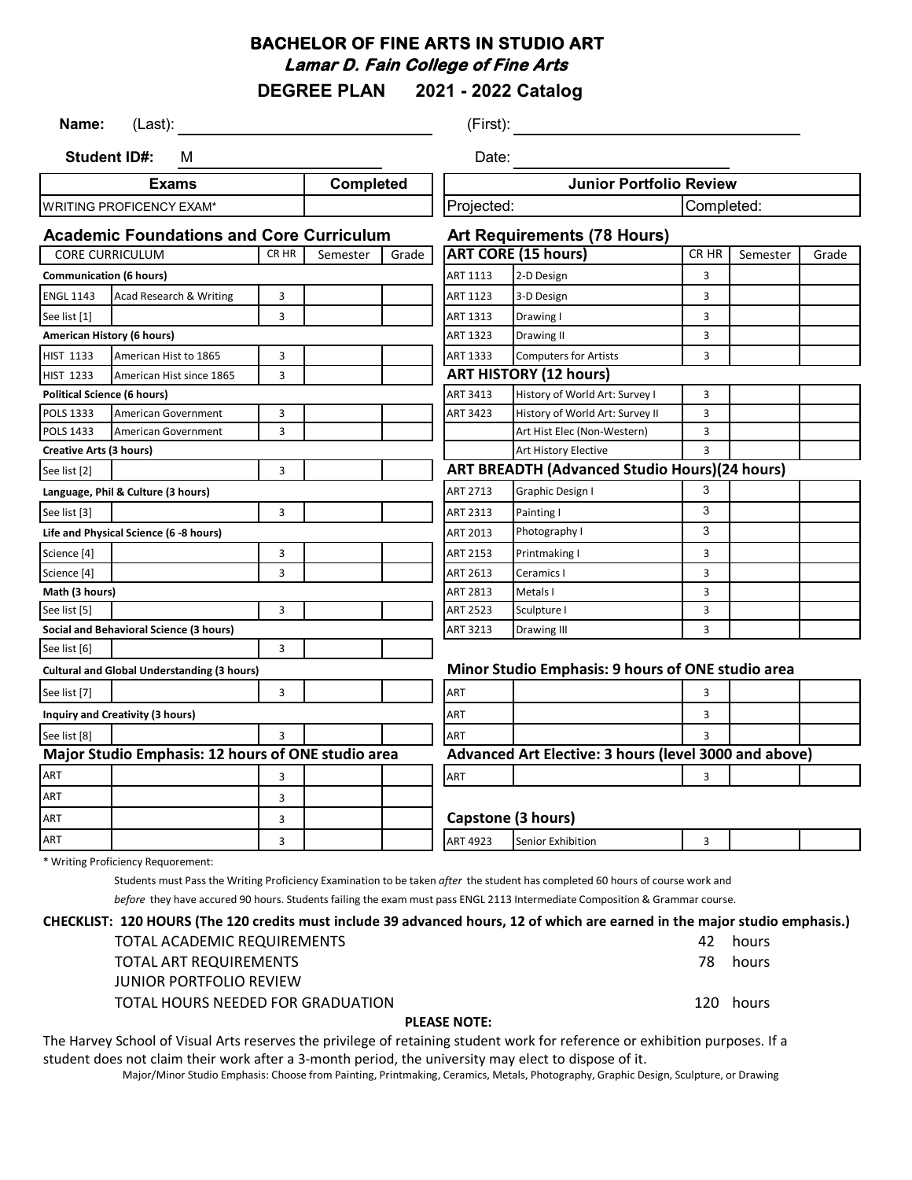# BACHELOR OF FINE ARTS IN STUDIO ART

***Lamar D. Fain College of Fine Arts***

**DEGREE PLAN 2021 - 2022 Catalog**

**Name:** (Last): ______________________ (First): ______________________

**Student ID#:** M ______________________ Date: ______________________

| Exams | Completed |
|---|---|
| WRITING PROFICENCY EXAM* | |

| Junior Portfolio Review | |
|---|---|
| Projected: | Completed: |

## Academic Foundations and Core Curriculum

| CORE CURRICULUM | | CR HR | Semester | Grade |
|---|---|---|---|---|
| **Communication (6 hours)** | | | | |
| ENGL 1143 | Acad Research & Writing | 3 | | |
| See list [1] | | 3 | | |
| **American History (6 hours)** | | | | |
| HIST 1133 | American Hist to 1865 | 3 | | |
| HIST 1233 | American Hist since 1865 | 3 | | |
| **Political Science (6 hours)** | | | | |
| POLS 1333 | American Government | 3 | | |
| POLS 1433 | American Government | 3 | | |
| **Creative Arts (3 hours)** | | | | |
| See list [2] | | 3 | | |
| **Language, Phil & Culture (3 hours)** | | | | |
| See list [3] | | 3 | | |
| **Life and Physical Science (6 -8 hours)** | | | | |
| Science [4] | | 3 | | |
| Science [4] | | 3 | | |
| **Math (3 hours)** | | | | |
| See list [5] | | 3 | | |
| **Social and Behavioral Science (3 hours)** | | | | |
| See list [6] | | 3 | | |
| **Cultural and Global Understanding (3 hours)** | | | | |
| See list [7] | | 3 | | |
| **Inquiry and Creativity (3 hours)** | | | | |
| See list [8] | | 3 | | |

## Major Studio Emphasis: 12 hours of ONE studio area

| | | CR HR | Semester | Grade |
|---|---|---|---|---|
| ART | | 3 | | |
| ART | | 3 | | |
| ART | | 3 | | |
| ART | | 3 | | |

## Art Requirements (78 Hours)

| ART CORE (15 hours) | | CR HR | Semester | Grade |
|---|---|---|---|---|
| ART 1113 | 2-D Design | 3 | | |
| ART 1123 | 3-D Design | 3 | | |
| ART 1313 | Drawing I | 3 | | |
| ART 1323 | Drawing II | 3 | | |
| ART 1333 | Computers for Artists | 3 | | |
| **ART HISTORY (12 hours)** | | | | |
| ART 3413 | History of World Art: Survey I | 3 | | |
| ART 3423 | History of World Art: Survey II | 3 | | |
| | Art Hist Elec (Non-Western) | 3 | | |
| | Art History Elective | 3 | | |
| **ART BREADTH (Advanced Studio Hours)(24 hours)** | | | | |
| ART 2713 | Graphic Design I | 3 | | |
| ART 2313 | Painting I | 3 | | |
| ART 2013 | Photography I | 3 | | |
| ART 2153 | Printmaking I | 3 | | |
| ART 2613 | Ceramics I | 3 | | |
| ART 2813 | Metals I | 3 | | |
| ART 2523 | Sculpture I | 3 | | |
| ART 3213 | Drawing III | 3 | | |

## Minor Studio Emphasis: 9 hours of ONE studio area

| | | CR HR | Semester | Grade |
|---|---|---|---|---|
| ART | | 3 | | |
| ART | | 3 | | |
| ART | | 3 | | |

## Advanced Art Elective: 3 hours (level 3000 and above)

| | | CR HR | Semester | Grade |
|---|---|---|---|---|
| ART | | 3 | | |

## Capstone (3 hours)

| | | CR HR | Semester | Grade |
|---|---|---|---|---|
| ART 4923 | Senior Exhibition | 3 | | |

\* Writing Proficiency Requorement:

Students must Pass the Writing Proficiency Examination to be taken *after* the student has completed 60 hours of course work and *before* they have accured 90 hours. Students failing the exam must pass ENGL 2113 Intermediate Composition & Grammar course.

**CHECKLIST: 120 HOURS (The 120 credits must include 39 advanced hours, 12 of which are earned in the major studio emphasis.)**

| | |
|---|---|
| TOTAL ACADEMIC REQUIREMENTS | 42 hours |
| TOTAL ART REQUIREMENTS | 78 hours |
| JUNIOR PORTFOLIO REVIEW | |
| TOTAL HOURS NEEDED FOR GRADUATION | 120 hours |

**PLEASE NOTE:**

The Harvey School of Visual Arts reserves the privilege of retaining student work for reference or exhibition purposes. If a student does not claim their work after a 3-month period, the university may elect to dispose of it.

Major/Minor Studio Emphasis: Choose from Painting, Printmaking, Ceramics, Metals, Photography, Graphic Design, Sculpture, or Drawing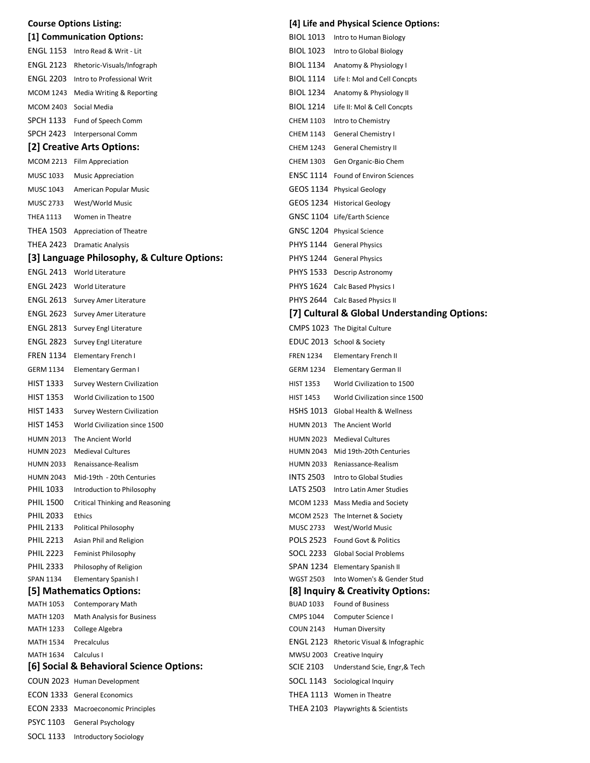**Course Options Listing:**

### [1] Communication Options:

| | |
|---|---|
| ENGL 1153 | Intro Read & Writ - Lit |
| ENGL 2123 | Rhetoric-Visuals/Infograph |
| ENGL 2203 | Intro to Professional Writ |
| MCOM 1243 | Media Writing & Reporting |
| MCOM 2403 | Social Media |
| SPCH 1133 | Fund of Speech Comm |
| SPCH 2423 | Interpersonal Comm |

### [2] Creative Arts Options:

| | |
|---|---|
| MCOM 2213 | Film Appreciation |
| MUSC 1033 | Music Appreciation |
| MUSC 1043 | American Popular Music |
| MUSC 2733 | West/World Music |
| THEA 1113 | Women in Theatre |
| THEA 1503 | Appreciation of Theatre |
| THEA 2423 | Dramatic Analysis |

### [3] Language Philosophy, & Culture Options:

| | |
|---|---|
| ENGL 2413 | World Literature |
| ENGL 2423 | World Literature |
| ENGL 2613 | Survey Amer Literature |
| ENGL 2623 | Survey Amer Literature |
| ENGL 2813 | Survey Engl Literature |
| ENGL 2823 | Survey Engl Literature |
| FREN 1134 | Elementary French I |
| GERM 1134 | Elementary German I |
| HIST 1333 | Survey Western Civilization |
| HIST 1353 | World Civilization to 1500 |
| HIST 1433 | Survey Western Civilization |
| HIST 1453 | World Civilization since 1500 |
| HUMN 2013 | The Ancient World |
| HUMN 2023 | Medieval Cultures |
| HUMN 2033 | Renaissance-Realism |
| HUMN 2043 | Mid-19th - 20th Centuries |
| PHIL 1033 | Introduction to Philosophy |
| PHIL 1500 | Critical Thinking and Reasoning |
| PHIL 2033 | Ethics |
| PHIL 2133 | Political Philosophy |
| PHIL 2213 | Asian Phil and Religion |
| PHIL 2223 | Feminist Philosophy |
| PHIL 2333 | Philosophy of Religion |
| SPAN 1134 | Elementary Spanish I |

### [5] Mathematics Options:

| | |
|---|---|
| MATH 1053 | Contemporary Math |
| MATH 1203 | Math Analysis for Business |
| MATH 1233 | College Algebra |
| MATH 1534 | Precalculus |
| MATH 1634 | Calculus I |

### [6] Social & Behavioral Science Options:

| | |
|---|---|
| COUN 2023 | Human Development |
| ECON 1333 | General Economics |
| ECON 2333 | Macroeconomic Principles |
| PSYC 1103 | General Psychology |
| SOCL 1133 | Introductory Sociology |

### [4] Life and Physical Science Options:

| | |
|---|---|
| BIOL 1013 | Intro to Human Biology |
| BIOL 1023 | Intro to Global Biology |
| BIOL 1134 | Anatomy & Physiology I |
| BIOL 1114 | Life I: Mol and Cell Concpts |
| BIOL 1234 | Anatomy & Physiology II |
| BIOL 1214 | Life II: Mol & Cell Concpts |
| CHEM 1103 | Intro to Chemistry |
| CHEM 1143 | General Chemistry I |
| CHEM 1243 | General Chemistry II |
| CHEM 1303 | Gen Organic-Bio Chem |
| ENSC 1114 | Found of Environ Sciences |
| GEOS 1134 | Physical Geology |
| GEOS 1234 | Historical Geology |
| GNSC 1104 | Life/Earth Science |
| GNSC 1204 | Physical Science |
| PHYS 1144 | General Physics |
| PHYS 1244 | General Physics |
| PHYS 1533 | Descrip Astronomy |
| PHYS 1624 | Calc Based Physics I |
| PHYS 2644 | Calc Based Physics II |

### [7] Cultural & Global Understanding Options:

| | |
|---|---|
| CMPS 1023 | The Digital Culture |
| EDUC 2013 | School & Society |
| FREN 1234 | Elementary French II |
| GERM 1234 | Elementary German II |
| HIST 1353 | World Civilization to 1500 |
| HIST 1453 | World Civilization since 1500 |
| HSHS 1013 | Global Health & Wellness |
| HUMN 2013 | The Ancient World |
| HUMN 2023 | Medieval Cultures |
| HUMN 2043 | Mid 19th-20th Centuries |
| HUMN 2033 | Reniassance-Realism |
| INTS 2503 | Intro to Global Studies |
| LATS 2503 | Intro Latin Amer Studies |
| MCOM 1233 | Mass Media and Society |
| MCOM 2523 | The Internet & Society |
| MUSC 2733 | West/World Music |
| POLS 2523 | Found Govt & Politics |
| SOCL 2233 | Global Social Problems |
| SPAN 1234 | Elementary Spanish II |
| WGST 2503 | Into Women's & Gender Stud |

### [8] Inquiry & Creativity Options:

| | |
|---|---|
| BUAD 1033 | Found of Business |
| CMPS 1044 | Computer Science I |
| COUN 2143 | Human Diversity |
| ENGL 2123 | Rhetoric Visual & Infographic |
| MWSU 2003 | Creative Inquiry |
| SCIE 2103 | Understand Scie, Engr,& Tech |
| SOCL 1143 | Sociological Inquiry |
| THEA 1113 | Women in Theatre |
| THEA 2103 | Playwrights & Scientists |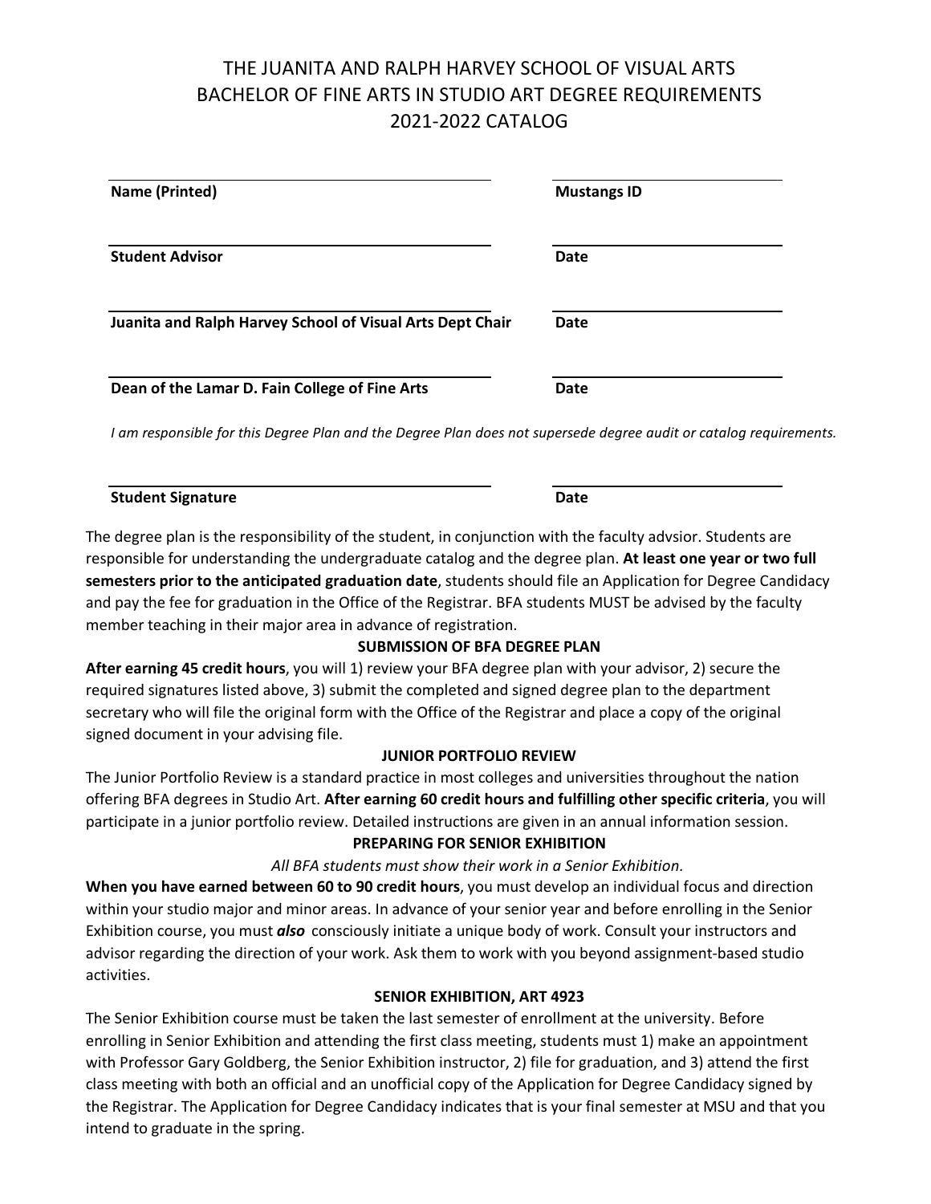# THE JUANITA AND RALPH HARVEY SCHOOL OF VISUAL ARTS
# BACHELOR OF FINE ARTS IN STUDIO ART DEGREE REQUIREMENTS
# 2021-2022 CATALOG

| | |
|---|---|
| **Name (Printed)** | **Mustangs ID** |
| **Student Advisor** | **Date** |
| **Juanita and Ralph Harvey School of Visual Arts Dept Chair** | **Date** |
| **Dean of the Lamar D. Fain College of Fine Arts** | **Date** |

*I am responsible for this Degree Plan and the Degree Plan does not supersede degree audit or catalog requirements.*

| | |
|---|---|
| **Student Signature** | **Date** |

The degree plan is the responsibility of the student, in conjunction with the faculty advsior. Students are responsible for understanding the undergraduate catalog and the degree plan. **At least one year or two full semesters prior to the anticipated graduation date**, students should file an Application for Degree Candidacy and pay the fee for graduation in the Office of the Registrar. BFA students MUST be advised by the faculty member teaching in their major area in advance of registration.

**SUBMISSION OF BFA DEGREE PLAN**

**After earning 45 credit hours**, you will 1) review your BFA degree plan with your advisor, 2) secure the required signatures listed above, 3) submit the completed and signed degree plan to the department secretary who will file the original form with the Office of the Registrar and place a copy of the original signed document in your advising file.

**JUNIOR PORTFOLIO REVIEW**

The Junior Portfolio Review is a standard practice in most colleges and universities throughout the nation offering BFA degrees in Studio Art. **After earning 60 credit hours and fulfilling other specific criteria**, you will participate in a junior portfolio review. Detailed instructions are given in an annual information session.

**PREPARING FOR SENIOR EXHIBITION**

*All BFA students must show their work in a Senior Exhibition.*

**When you have earned between 60 to 90 credit hours**, you must develop an individual focus and direction within your studio major and minor areas. In advance of your senior year and before enrolling in the Senior Exhibition course, you must ***also*** consciously initiate a unique body of work. Consult your instructors and advisor regarding the direction of your work. Ask them to work with you beyond assignment-based studio activities.

**SENIOR EXHIBITION, ART 4923**

The Senior Exhibition course must be taken the last semester of enrollment at the university. Before enrolling in Senior Exhibition and attending the first class meeting, students must 1) make an appointment with Professor Gary Goldberg, the Senior Exhibition instructor, 2) file for graduation, and 3) attend the first class meeting with both an official and an unofficial copy of the Application for Degree Candidacy signed by the Registrar. The Application for Degree Candidacy indicates that is your final semester at MSU and that you intend to graduate in the spring.